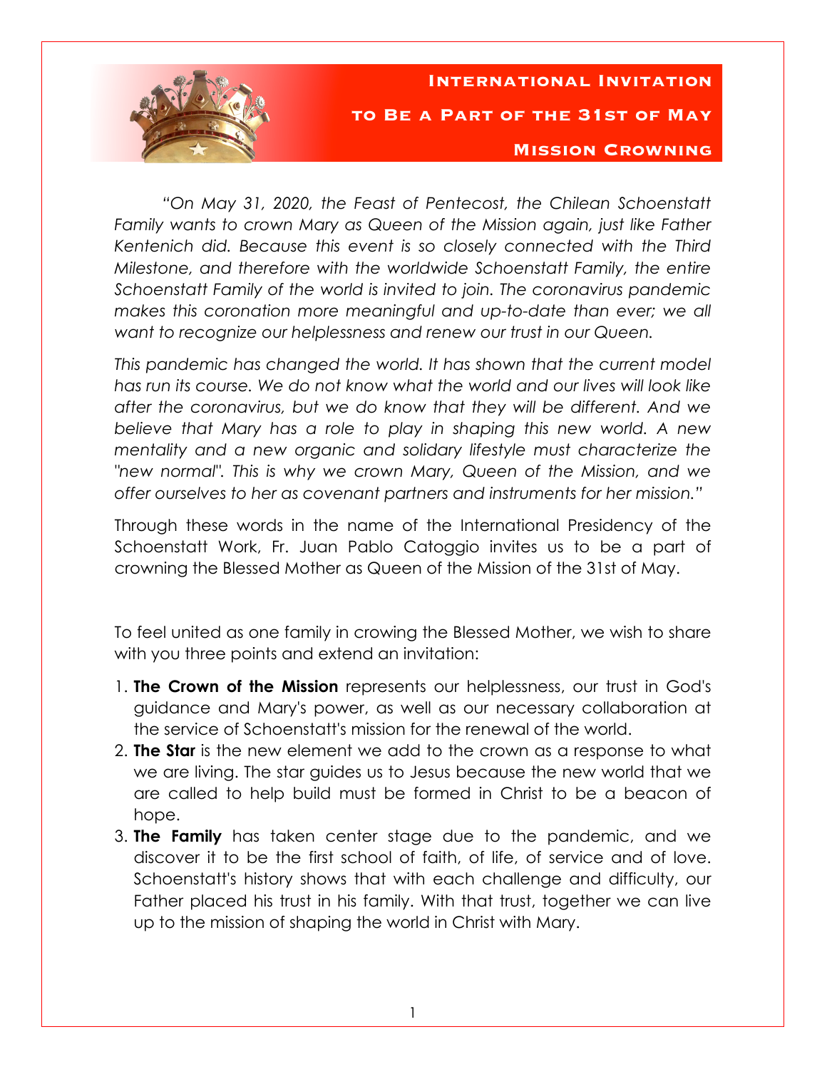# International Invitation to Be a Part of the 31st of May Mission Crowning

*"On May 31, 2020, the Feast of Pentecost, the Chilean Schoenstatt Family wants to crown Mary as Queen of the Mission again, just like Father Kentenich did. Because this event is so closely connected with the Third Milestone, and therefore with the worldwide Schoenstatt Family, the entire Schoenstatt Family of the world is invited to join. The coronavirus pandemic makes this coronation more meaningful and up-to-date than ever; we all want to recognize our helplessness and renew our trust in our Queen.*

*This pandemic has changed the world. It has shown that the current model has run its course. We do not know what the world and our lives will look like after the coronavirus, but we do know that they will be different. And we believe that Mary has a role to play in shaping this new world. A new mentality and a new organic and solidary lifestyle must characterize the "new normal". This is why we crown Mary, Queen of the Mission, and we offer ourselves to her as covenant partners and instruments for her mission."*

Through these words in the name of the International Presidency of the Schoenstatt Work, Fr. Juan Pablo Catoggio invites us to be a part of crowning the Blessed Mother as Queen of the Mission of the 31st of May.

To feel united as one family in crowing the Blessed Mother, we wish to share with you three points and extend an invitation:

1. **The Crown of the Mission** represents our helplessness, our trust in God's guidance and Mary's power, as well as our necessary collaboration at the service of Schoenstatt's mission for the renewal of the world.
2. **The Star** is the new element we add to the crown as a response to what we are living. The star guides us to Jesus because the new world that we are called to help build must be formed in Christ to be a beacon of hope.
3. **The Family** has taken center stage due to the pandemic, and we discover it to be the first school of faith, of life, of service and of love. Schoenstatt's history shows that with each challenge and difficulty, our Father placed his trust in his family. With that trust, together we can live up to the mission of shaping the world in Christ with Mary.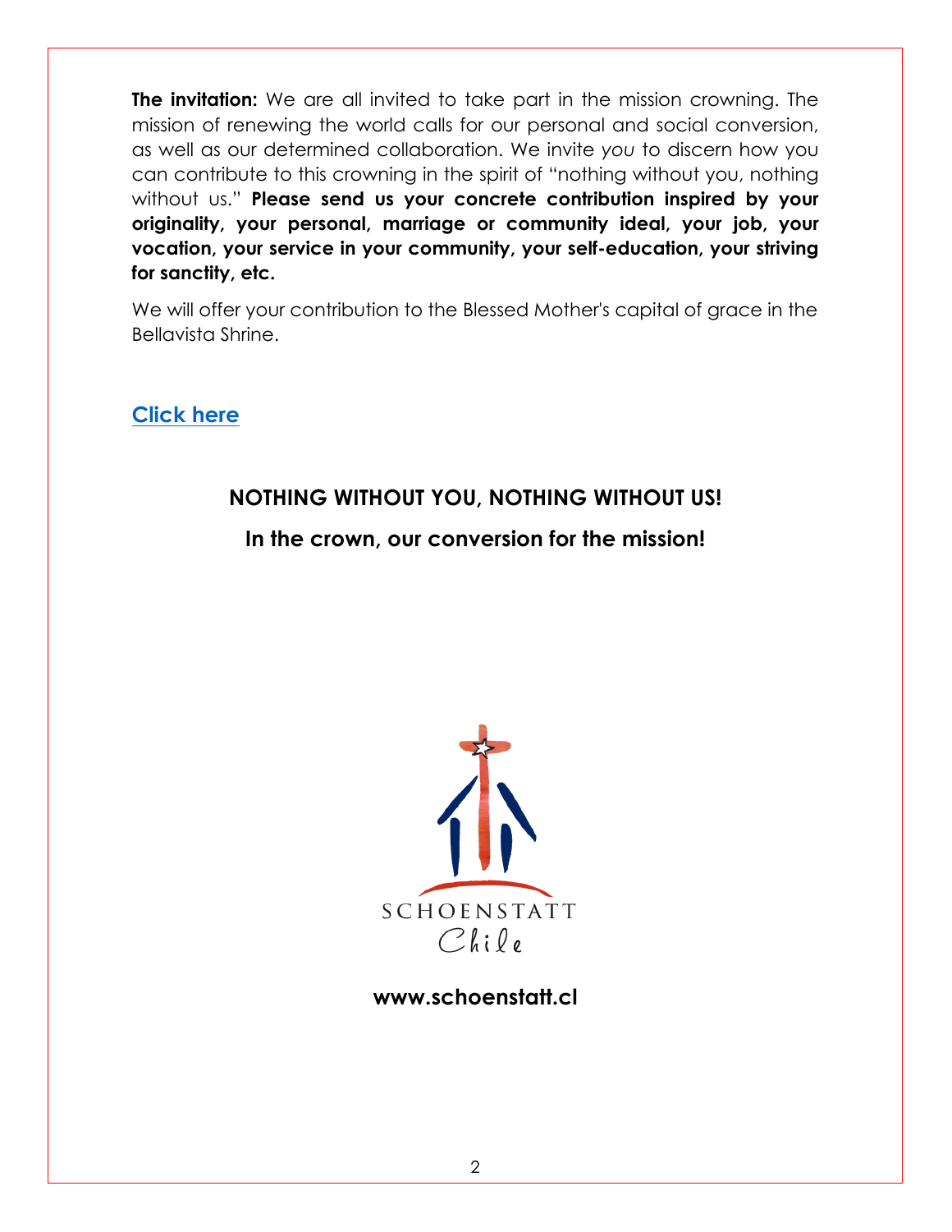**The invitation:** We are all invited to take part in the mission crowning. The mission of renewing the world calls for our personal and social conversion, as well as our determined collaboration. We invite *you* to discern how you can contribute to this crowning in the spirit of "nothing without you, nothing without us." **Please send us your concrete contribution inspired by your originality, your personal, marriage or community ideal, your job, your vocation, your service in your community, your self-education, your striving for sanctity, etc.**

We will offer your contribution to the Blessed Mother's capital of grace in the Bellavista Shrine.

**Click here**

**NOTHING WITHOUT YOU, NOTHING WITHOUT US!**

**In the crown, our conversion for the mission!**

SCHOENSTATT
Chile

**www.schoenstatt.cl**